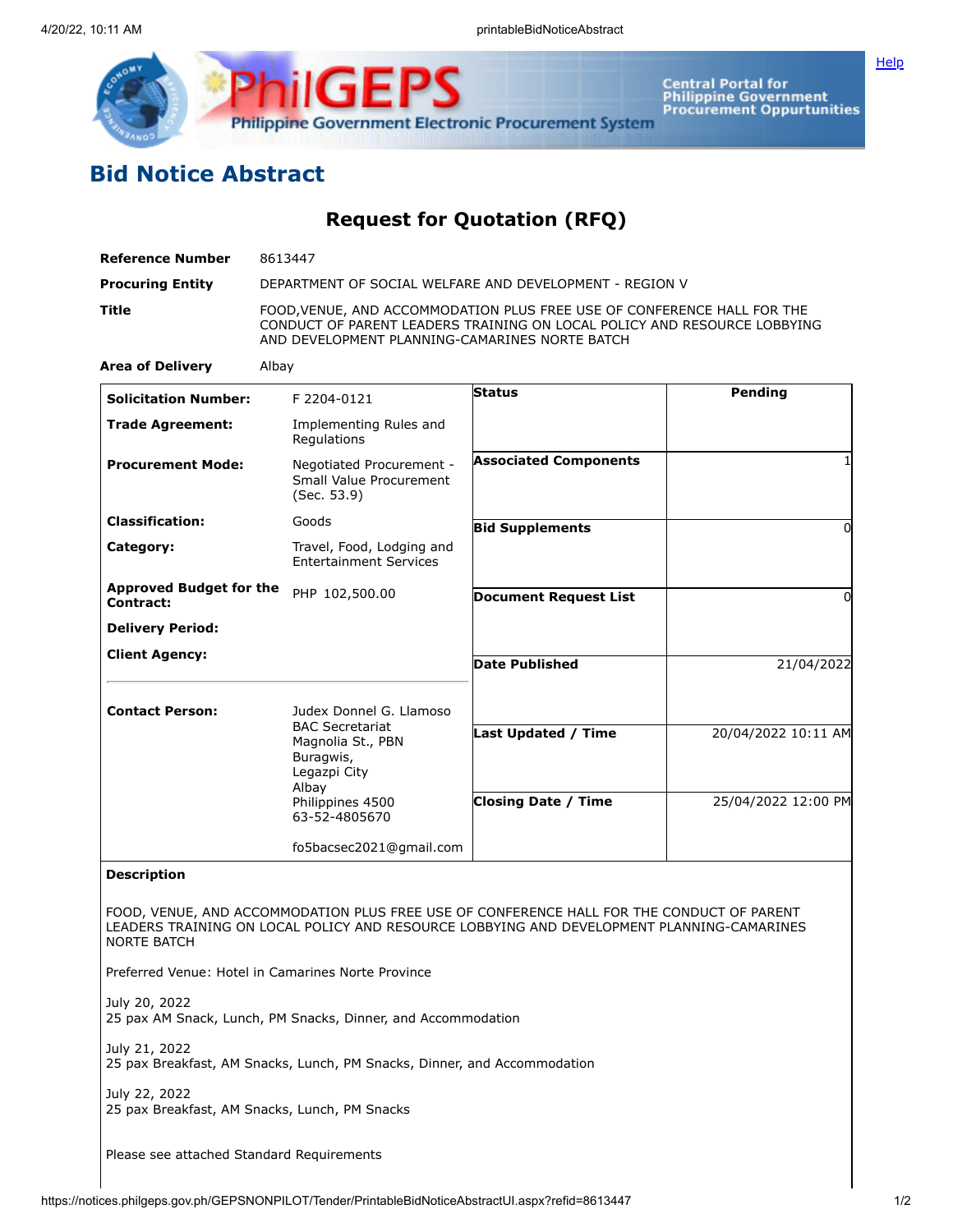# Bid Notice Abstract

## Request for Quotation (RFQ)

| | |
|---|---|
| **Reference Number** | 8613447 |
| **Procuring Entity** | DEPARTMENT OF SOCIAL WELFARE AND DEVELOPMENT - REGION V |
| **Title** | FOOD,VENUE, AND ACCOMMODATION PLUS FREE USE OF CONFERENCE HALL FOR THE CONDUCT OF PARENT LEADERS TRAINING ON LOCAL POLICY AND RESOURCE LOBBYING AND DEVELOPMENT PLANNING-CAMARINES NORTE BATCH |
| **Area of Delivery** | Albay |

| | | | |
|---|---|---|---|
| **Solicitation Number:** | F 2204-0121 | **Status** | Pending |
| **Trade Agreement:** | Implementing Rules and Regulations | | |
| **Procurement Mode:** | Negotiated Procurement - Small Value Procurement (Sec. 53.9) | **Associated Components** | 1 |
| **Classification:** | Goods | **Bid Supplements** | 0 |
| **Category:** | Travel, Food, Lodging and Entertainment Services | | |
| **Approved Budget for the Contract:** | PHP 102,500.00 | **Document Request List** | 0 |
| **Delivery Period:** | | | |
| **Client Agency:** | | **Date Published** | 21/04/2022 |
| **Contact Person:** | Judex Donnel G. Llamoso<br>BAC Secretariat<br>Magnolia St., PBN<br>Buragwis,<br>Legazpi City<br>Albay<br>Philippines 4500<br>63-52-4805670<br><br>fo5bacsec2021@gmail.com | **Last Updated / Time** | 20/04/2022 10:11 AM |
| | | **Closing Date / Time** | 25/04/2022 12:00 PM |

**Description**

FOOD, VENUE, AND ACCOMMODATION PLUS FREE USE OF CONFERENCE HALL FOR THE CONDUCT OF PARENT LEADERS TRAINING ON LOCAL POLICY AND RESOURCE LOBBYING AND DEVELOPMENT PLANNING-CAMARINES NORTE BATCH

Preferred Venue: Hotel in Camarines Norte Province

July 20, 2022
25 pax AM Snack, Lunch, PM Snacks, Dinner, and Accommodation

July 21, 2022
25 pax Breakfast, AM Snacks, Lunch, PM Snacks, Dinner, and Accommodation

July 22, 2022
25 pax Breakfast, AM Snacks, Lunch, PM Snacks

Please see attached Standard Requirements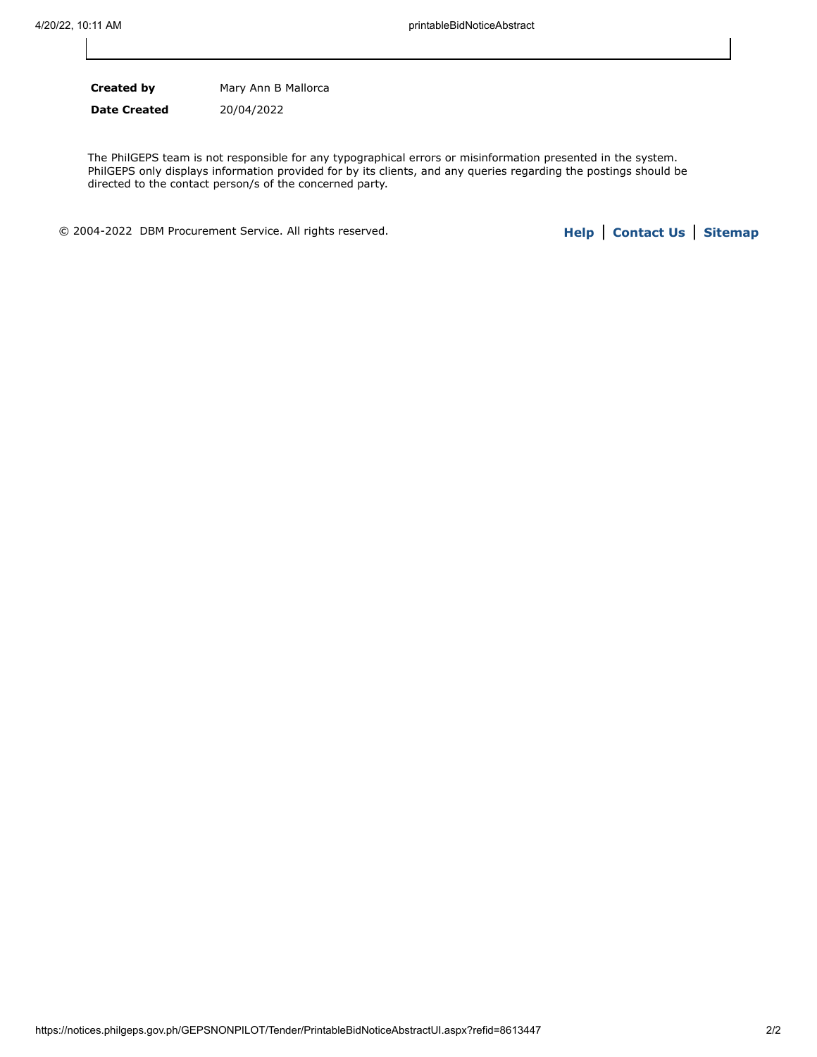| | |
|---|---|
| **Created by** | Mary Ann B Mallorca |
| **Date Created** | 20/04/2022 |

The PhilGEPS team is not responsible for any typographical errors or misinformation presented in the system. PhilGEPS only displays information provided for by its clients, and any queries regarding the postings should be directed to the contact person/s of the concerned party.

© 2004-2022 DBM Procurement Service. All rights reserved.

**Help** | **Contact Us** | **Sitemap**